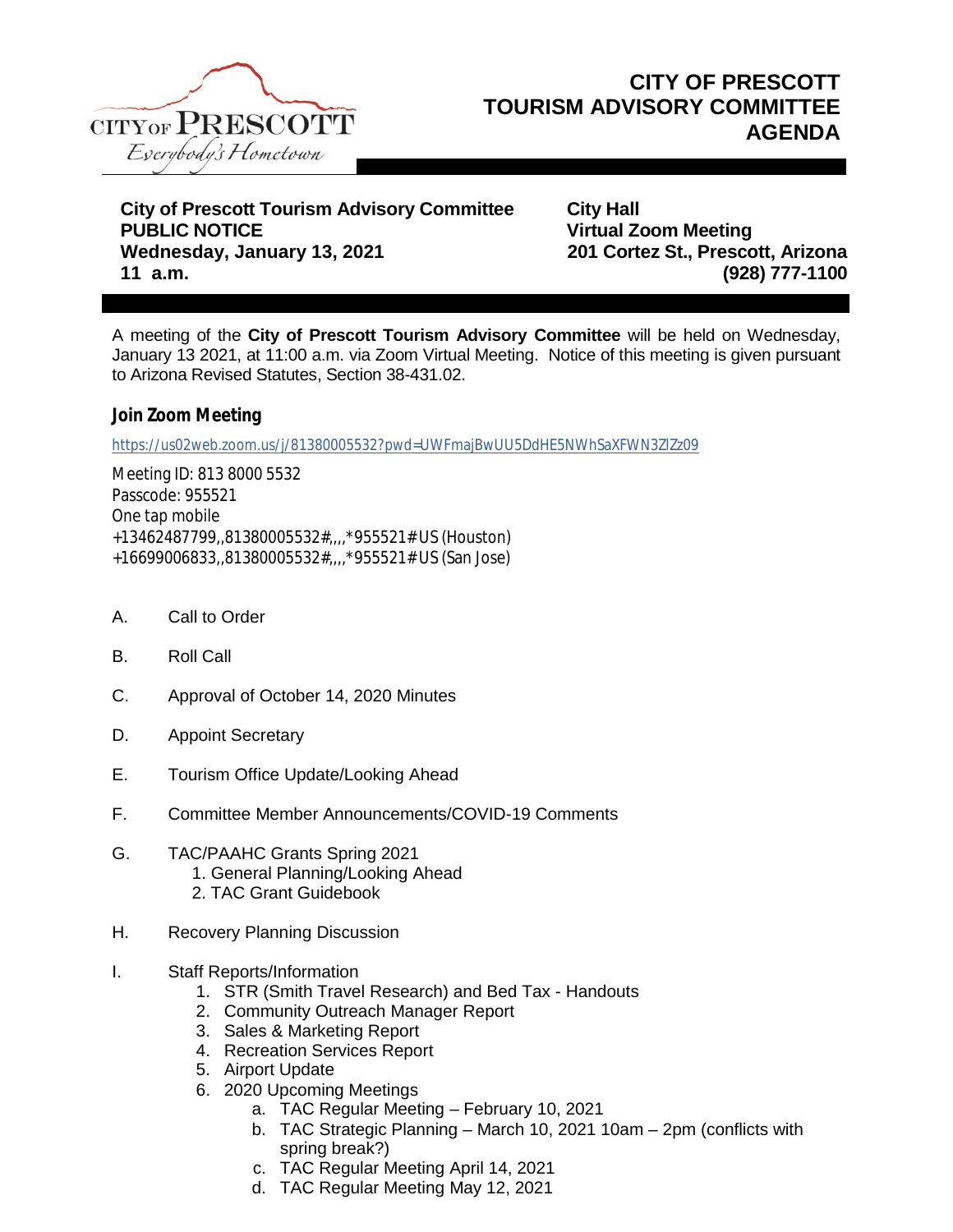# CITY OF PRESCOTT
# TOURISM ADVISORY COMMITTEE
# AGENDA

**City of Prescott Tourism Advisory Committee**
**PUBLIC NOTICE**
**Wednesday, January 13, 2021**
**11 a.m.**

**City Hall**
**Virtual Zoom Meeting**
**201 Cortez St., Prescott, Arizona**
**(928) 777-1100**

A meeting of the **City of Prescott Tourism Advisory Committee** will be held on Wednesday, January 13 2021, at 11:00 a.m. via Zoom Virtual Meeting. Notice of this meeting is given pursuant to Arizona Revised Statutes, Section 38-431.02.

### Join Zoom Meeting

https://us02web.zoom.us/j/81380005532?pwd=UWFmajBwUU5DdHE5NWhSaXFWN3ZIZz09

Meeting ID: 813 8000 5532
Passcode: 955521
One tap mobile
+13462487799,,81380005532#,,,,*955521# US (Houston)
+16699006833,,81380005532#,,,,*955521# US (San Jose)

A. Call to Order

B. Roll Call

C. Approval of October 14, 2020 Minutes

D. Appoint Secretary

E. Tourism Office Update/Looking Ahead

F. Committee Member Announcements/COVID-19 Comments

G. TAC/PAAHC Grants Spring 2021
   1. General Planning/Looking Ahead
   2. TAC Grant Guidebook

H. Recovery Planning Discussion

I. Staff Reports/Information
   1. STR (Smith Travel Research) and Bed Tax - Handouts
   2. Community Outreach Manager Report
   3. Sales & Marketing Report
   4. Recreation Services Report
   5. Airport Update
   6. 2020 Upcoming Meetings
      a. TAC Regular Meeting – February 10, 2021
      b. TAC Strategic Planning – March 10, 2021 10am – 2pm (conflicts with spring break?)
      c. TAC Regular Meeting April 14, 2021
      d. TAC Regular Meeting May 12, 2021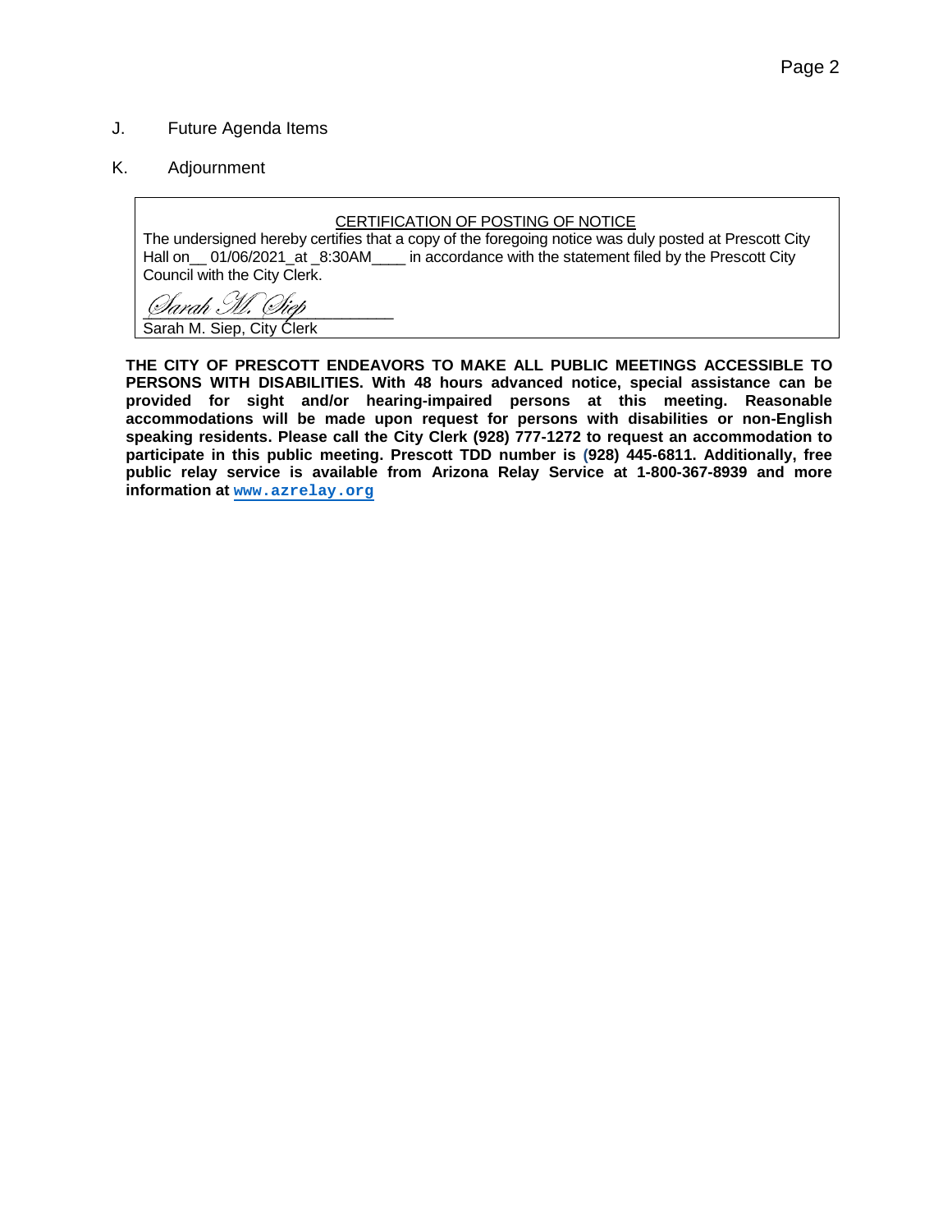J. Future Agenda Items

K. Adjournment

<u>CERTIFICATION OF POSTING OF NOTICE</u>

The undersigned hereby certifies that a copy of the foregoing notice was duly posted at Prescott City Hall on__ 01/06/2021_at _8:30AM____ in accordance with the statement filed by the Prescott City Council with the City Clerk.

*Sarah M. Siep*

Sarah M. Siep, City Clerk

**THE CITY OF PRESCOTT ENDEAVORS TO MAKE ALL PUBLIC MEETINGS ACCESSIBLE TO PERSONS WITH DISABILITIES. With 48 hours advanced notice, special assistance can be provided for sight and/or hearing-impaired persons at this meeting. Reasonable accommodations will be made upon request for persons with disabilities or non-English speaking residents. Please call the City Clerk (928) 777-1272 to request an accommodation to participate in this public meeting. Prescott TDD number is (928) 445-6811. Additionally, free public relay service is available from Arizona Relay Service at 1-800-367-8939 and more information at www.azrelay.org**